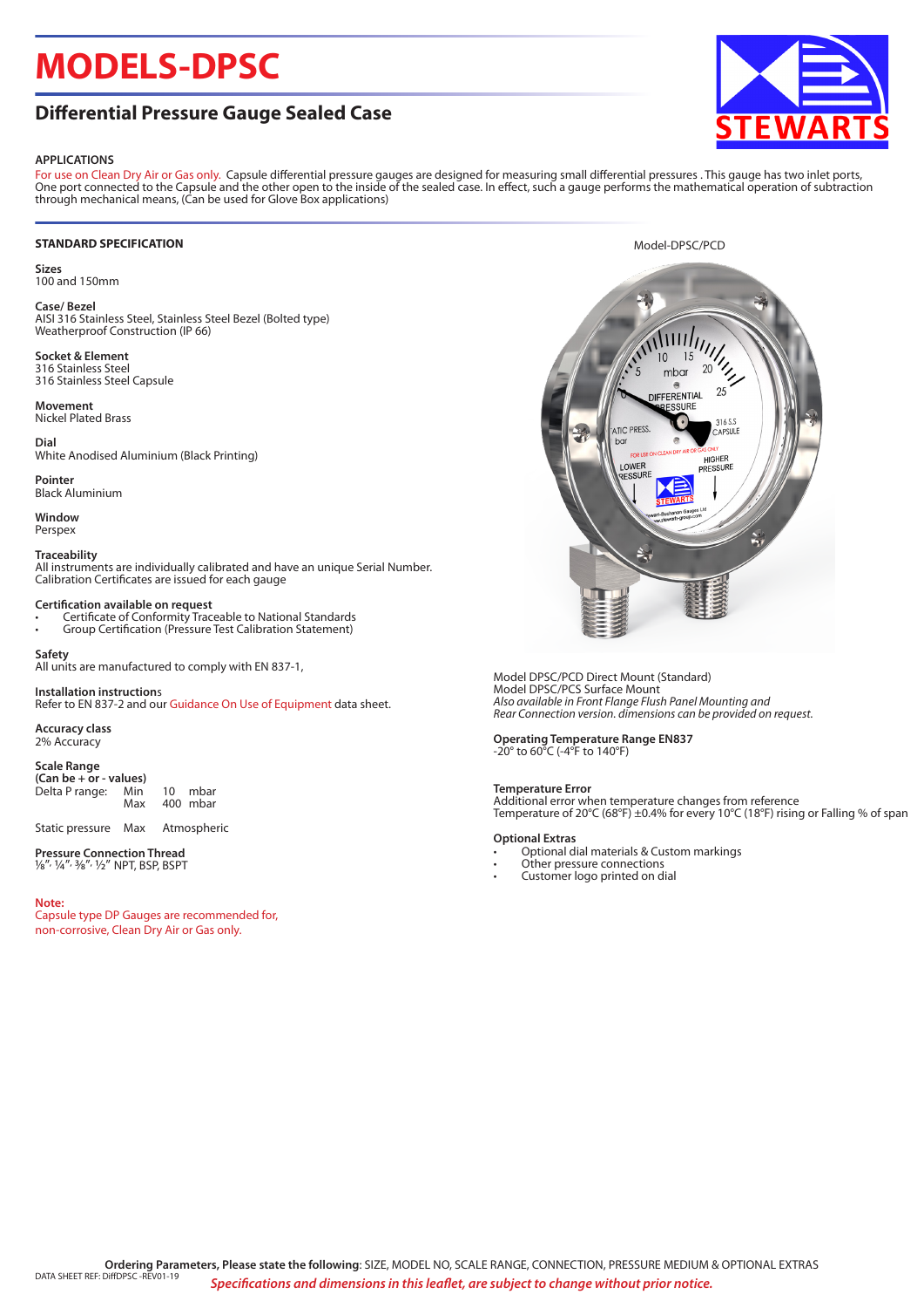# MODELS-DPSC

## Differential Pressure Gauge Sealed Case

STEWARTS

### APPLICATIONS

For use on Clean Dry Air or Gas only. Capsule differential pressure gauges are designed for measuring small differential pressures . This gauge has two inlet ports, One port connected to the Capsule and the other open to the inside of the sealed case. In effect, such a gauge performs the mathematical operation of subtraction through mechanical means, (Can be used for Glove Box applications)

### STANDARD SPECIFICATION

**Sizes**
100 and 150mm

**Case/ Bezel**
AISI 316 Stainless Steel, Stainless Steel Bezel (Bolted type)
Weatherproof Construction (IP 66)

**Socket & Element**
316 Stainless Steel
316 Stainless Steel Capsule

**Movement**
Nickel Plated Brass

**Dial**
White Anodised Aluminium (Black Printing)

**Pointer**
Black Aluminium

**Window**
Perspex

**Traceability**
All instruments are individually calibrated and have an unique Serial Number.
Calibration Certificates are issued for each gauge

**Certification available on request**
- Certificate of Conformity Traceable to National Standards
- Group Certification (Pressure Test Calibration Statement)

**Safety**
All units are manufactured to comply with EN 837-1,

**Installation instructions**
Refer to EN 837-2 and our Guidance On Use of Equipment data sheet.

**Accuracy class**
2% Accuracy

**Scale Range**
**(Can be + or - values)**

| Delta P range: | Min | 10 | mbar |
|---|---|---|---|
| | Max | 400 | mbar |
| Static pressure | Max | Atmospheric | |

**Pressure Connection Thread**
⅛", ¼", ⅜", ½" NPT, BSP, BSPT

**Note:**
Capsule type DP Gauges are recommended for,
non-corrosive, Clean Dry Air or Gas only.

Model-DPSC/PCD

Model DPSC/PCD Direct Mount (Standard)
Model DPSC/PCS Surface Mount
*Also available in Front Flange Flush Panel Mounting and Rear Connection version. dimensions can be provided on request.*

**Operating Temperature Range EN837**
-20° to 60°C (-4°F to 140°F)

**Temperature Error**
Additional error when temperature changes from reference
Temperature of 20°C (68°F) ±0.4% for every 10°C (18°F) rising or Falling % of span

**Optional Extras**
- Optional dial materials & Custom markings
- Other pressure connections
- Customer logo printed on dial

**Ordering Parameters, Please state the following**: SIZE, MODEL NO, SCALE RANGE, CONNECTION, PRESSURE MEDIUM & OPTIONAL EXTRAS

DATA SHEET REF: DiffDPSC -REV01-19

*Specifications and dimensions in this leaflet, are subject to change without prior notice.*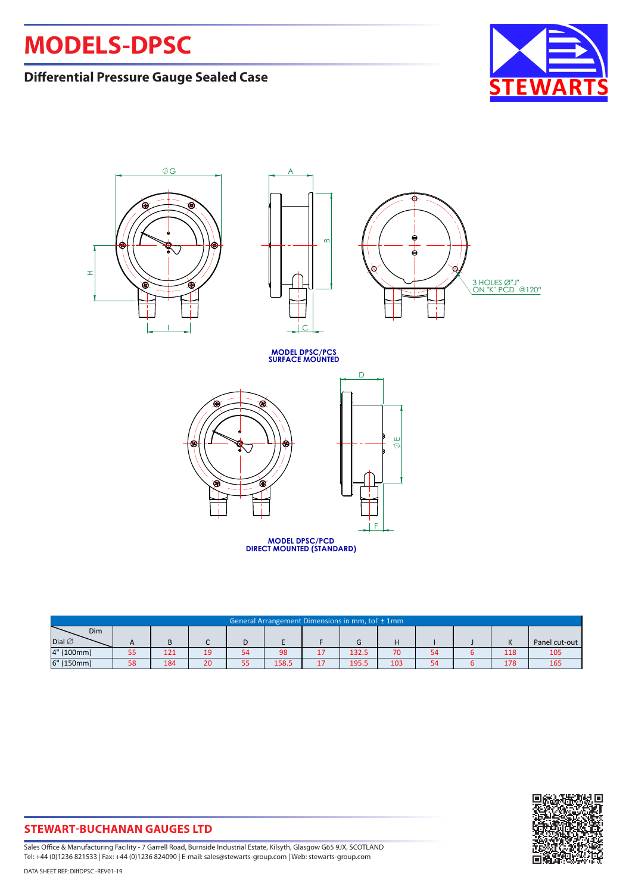# MODELS-DPSC

## Differential Pressure Gauge Sealed Case

ØG

A

B

H

I

C

3 HOLES Ø"J" ON "K" PCD @120°

**MODEL DPSC/PCS SURFACE MOUNTED**

D

ØE

F

**MODEL DPSC/PCD DIRECT MOUNTED (STANDARD)**

| General Arrangement Dimensions in mm, tol' ± 1mm | | | | | | | | | | | |
|---|---|---|---|---|---|---|---|---|---|---|---|
| Dim / Dial Ø | A | B | C | D | E | F | G | H | I | J | K | Panel cut-out |
| 4" (100mm) | 55 | 121 | 19 | 54 | 98 | 17 | 132.5 | 70 | 54 | 6 | 118 | 105 |
| 6" (150mm) | 58 | 184 | 20 | 55 | 158.5 | 17 | 195.5 | 103 | 54 | 6 | 178 | 165 |

## STEWART-BUCHANAN GAUGES LTD

Sales Office & Manufacturing Facility - 7 Garrell Road, Burnside Industrial Estate, Kilsyth, Glasgow G65 9JX, SCOTLAND
Tel: +44 (0)1236 821533 | Fax: +44 (0)1236 824090 | E-mail: sales@stewarts-group.com | Web: stewarts-group.com

DATA SHEET REF: DiffDPSC -REV01-19